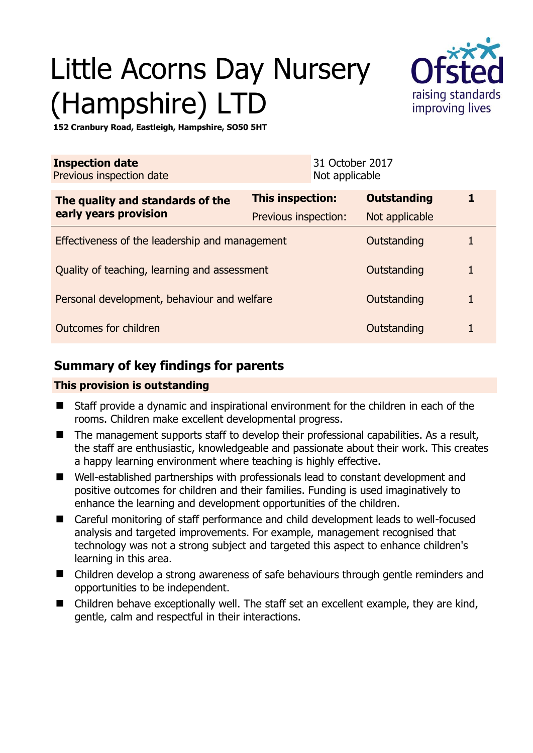# Little Acorns Day Nursery (Hampshire) LTD

**152 Cranbury Road, Eastleigh, Hampshire, SO50 5HT**

| **Inspection date** | 31 October 2017 |
|---|---|
| Previous inspection date | Not applicable |

| **The quality and standards of the early years provision** | **This inspection:** | **Outstanding** | **1** |
|---|---|---|---|
| | Previous inspection: | Not applicable | |
| Effectiveness of the leadership and management | | Outstanding | 1 |
| Quality of teaching, learning and assessment | | Outstanding | 1 |
| Personal development, behaviour and welfare | | Outstanding | 1 |
| Outcomes for children | | Outstanding | 1 |

## Summary of key findings for parents

**This provision is outstanding**

- Staff provide a dynamic and inspirational environment for the children in each of the rooms. Children make excellent developmental progress.
- The management supports staff to develop their professional capabilities. As a result, the staff are enthusiastic, knowledgeable and passionate about their work. This creates a happy learning environment where teaching is highly effective.
- Well-established partnerships with professionals lead to constant development and positive outcomes for children and their families. Funding is used imaginatively to enhance the learning and development opportunities of the children.
- Careful monitoring of staff performance and child development leads to well-focused analysis and targeted improvements. For example, management recognised that technology was not a strong subject and targeted this aspect to enhance children's learning in this area.
- Children develop a strong awareness of safe behaviours through gentle reminders and opportunities to be independent.
- Children behave exceptionally well. The staff set an excellent example, they are kind, gentle, calm and respectful in their interactions.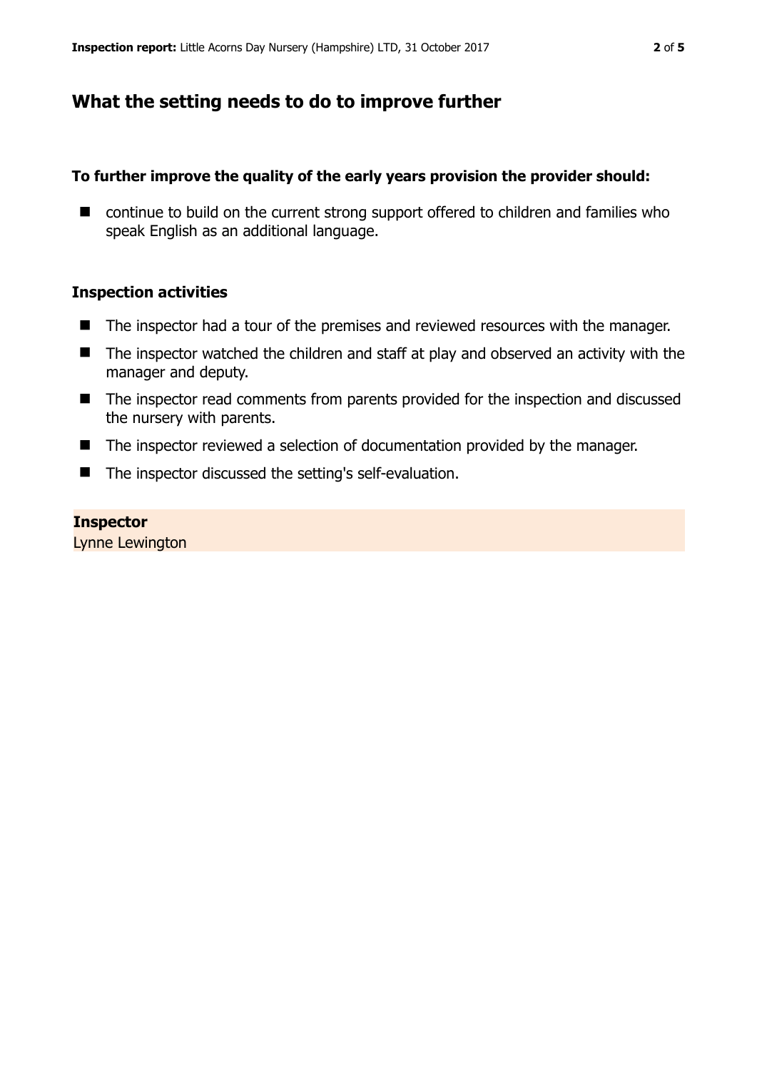## What the setting needs to do to improve further

**To further improve the quality of the early years provision the provider should:**

- continue to build on the current strong support offered to children and families who speak English as an additional language.

### Inspection activities

- The inspector had a tour of the premises and reviewed resources with the manager.
- The inspector watched the children and staff at play and observed an activity with the manager and deputy.
- The inspector read comments from parents provided for the inspection and discussed the nursery with parents.
- The inspector reviewed a selection of documentation provided by the manager.
- The inspector discussed the setting's self-evaluation.

**Inspector**
Lynne Lewington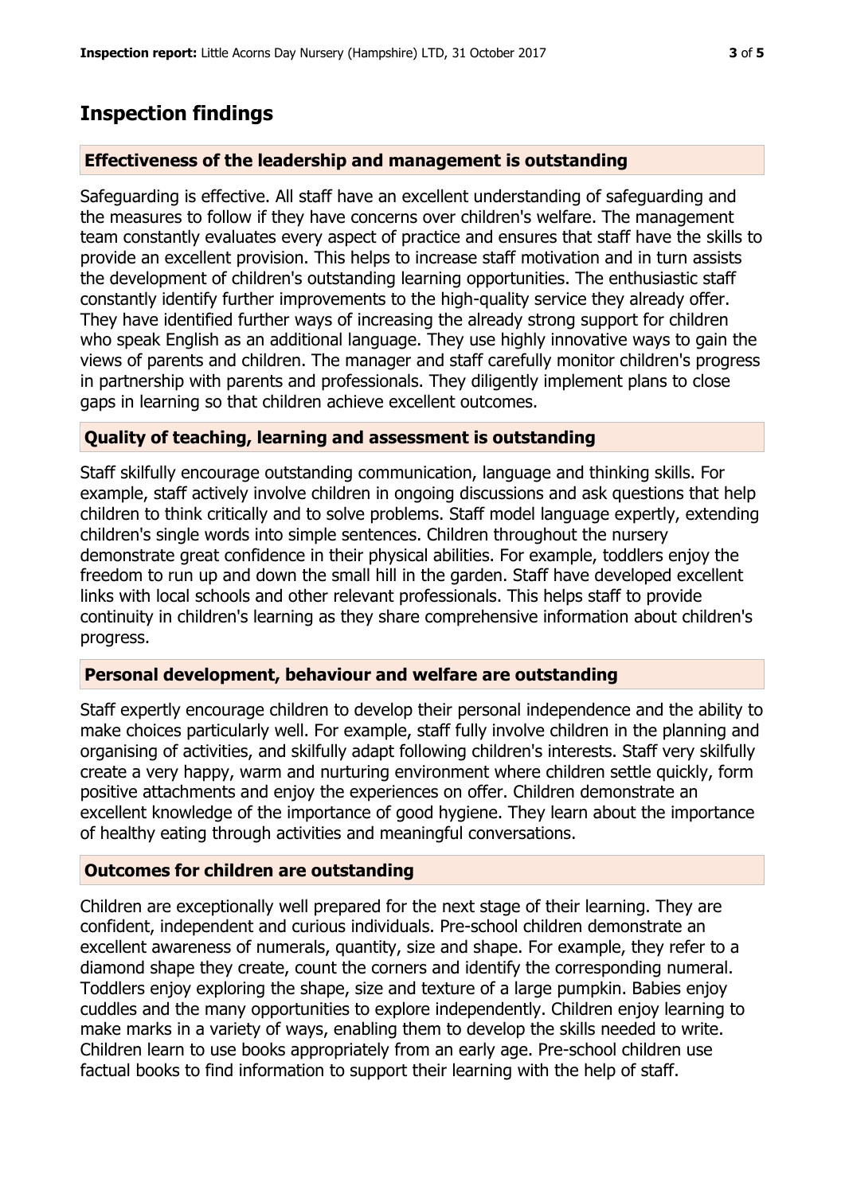## Inspection findings

### Effectiveness of the leadership and management is outstanding

Safeguarding is effective. All staff have an excellent understanding of safeguarding and the measures to follow if they have concerns over children's welfare. The management team constantly evaluates every aspect of practice and ensures that staff have the skills to provide an excellent provision. This helps to increase staff motivation and in turn assists the development of children's outstanding learning opportunities. The enthusiastic staff constantly identify further improvements to the high-quality service they already offer. They have identified further ways of increasing the already strong support for children who speak English as an additional language. They use highly innovative ways to gain the views of parents and children. The manager and staff carefully monitor children's progress in partnership with parents and professionals. They diligently implement plans to close gaps in learning so that children achieve excellent outcomes.

### Quality of teaching, learning and assessment is outstanding

Staff skilfully encourage outstanding communication, language and thinking skills. For example, staff actively involve children in ongoing discussions and ask questions that help children to think critically and to solve problems. Staff model language expertly, extending children's single words into simple sentences. Children throughout the nursery demonstrate great confidence in their physical abilities. For example, toddlers enjoy the freedom to run up and down the small hill in the garden. Staff have developed excellent links with local schools and other relevant professionals. This helps staff to provide continuity in children's learning as they share comprehensive information about children's progress.

### Personal development, behaviour and welfare are outstanding

Staff expertly encourage children to develop their personal independence and the ability to make choices particularly well. For example, staff fully involve children in the planning and organising of activities, and skilfully adapt following children's interests. Staff very skilfully create a very happy, warm and nurturing environment where children settle quickly, form positive attachments and enjoy the experiences on offer. Children demonstrate an excellent knowledge of the importance of good hygiene. They learn about the importance of healthy eating through activities and meaningful conversations.

### Outcomes for children are outstanding

Children are exceptionally well prepared for the next stage of their learning. They are confident, independent and curious individuals. Pre-school children demonstrate an excellent awareness of numerals, quantity, size and shape. For example, they refer to a diamond shape they create, count the corners and identify the corresponding numeral. Toddlers enjoy exploring the shape, size and texture of a large pumpkin. Babies enjoy cuddles and the many opportunities to explore independently. Children enjoy learning to make marks in a variety of ways, enabling them to develop the skills needed to write. Children learn to use books appropriately from an early age. Pre-school children use factual books to find information to support their learning with the help of staff.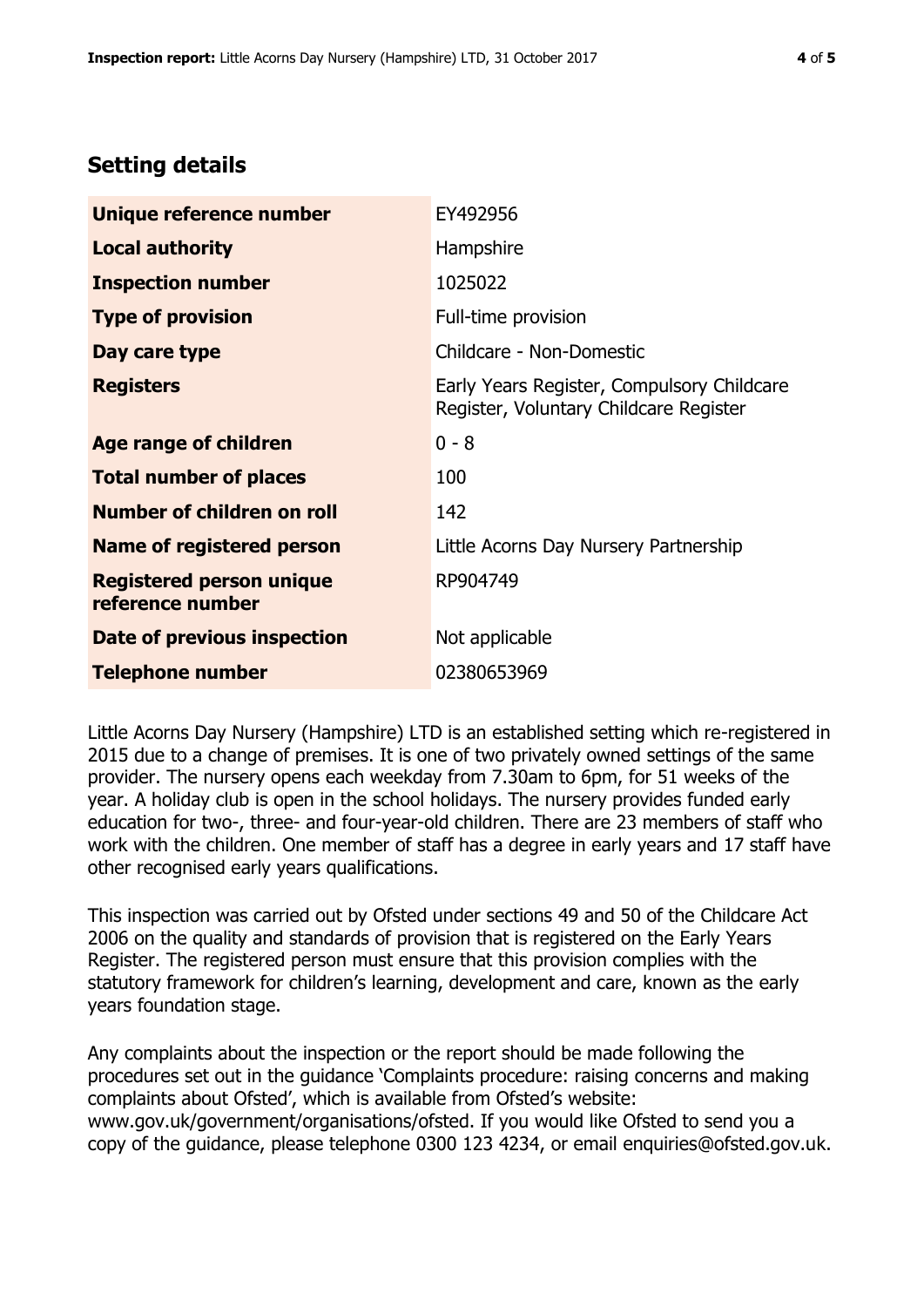## Setting details

| | |
|---|---|
| **Unique reference number** | EY492956 |
| **Local authority** | Hampshire |
| **Inspection number** | 1025022 |
| **Type of provision** | Full-time provision |
| **Day care type** | Childcare - Non-Domestic |
| **Registers** | Early Years Register, Compulsory Childcare Register, Voluntary Childcare Register |
| **Age range of children** | 0 - 8 |
| **Total number of places** | 100 |
| **Number of children on roll** | 142 |
| **Name of registered person** | Little Acorns Day Nursery Partnership |
| **Registered person unique reference number** | RP904749 |
| **Date of previous inspection** | Not applicable |
| **Telephone number** | 02380653969 |

Little Acorns Day Nursery (Hampshire) LTD is an established setting which re-registered in 2015 due to a change of premises. It is one of two privately owned settings of the same provider. The nursery opens each weekday from 7.30am to 6pm, for 51 weeks of the year. A holiday club is open in the school holidays. The nursery provides funded early education for two-, three- and four-year-old children. There are 23 members of staff who work with the children. One member of staff has a degree in early years and 17 staff have other recognised early years qualifications.

This inspection was carried out by Ofsted under sections 49 and 50 of the Childcare Act 2006 on the quality and standards of provision that is registered on the Early Years Register. The registered person must ensure that this provision complies with the statutory framework for children's learning, development and care, known as the early years foundation stage.

Any complaints about the inspection or the report should be made following the procedures set out in the guidance 'Complaints procedure: raising concerns and making complaints about Ofsted', which is available from Ofsted's website: www.gov.uk/government/organisations/ofsted. If you would like Ofsted to send you a copy of the guidance, please telephone 0300 123 4234, or email enquiries@ofsted.gov.uk.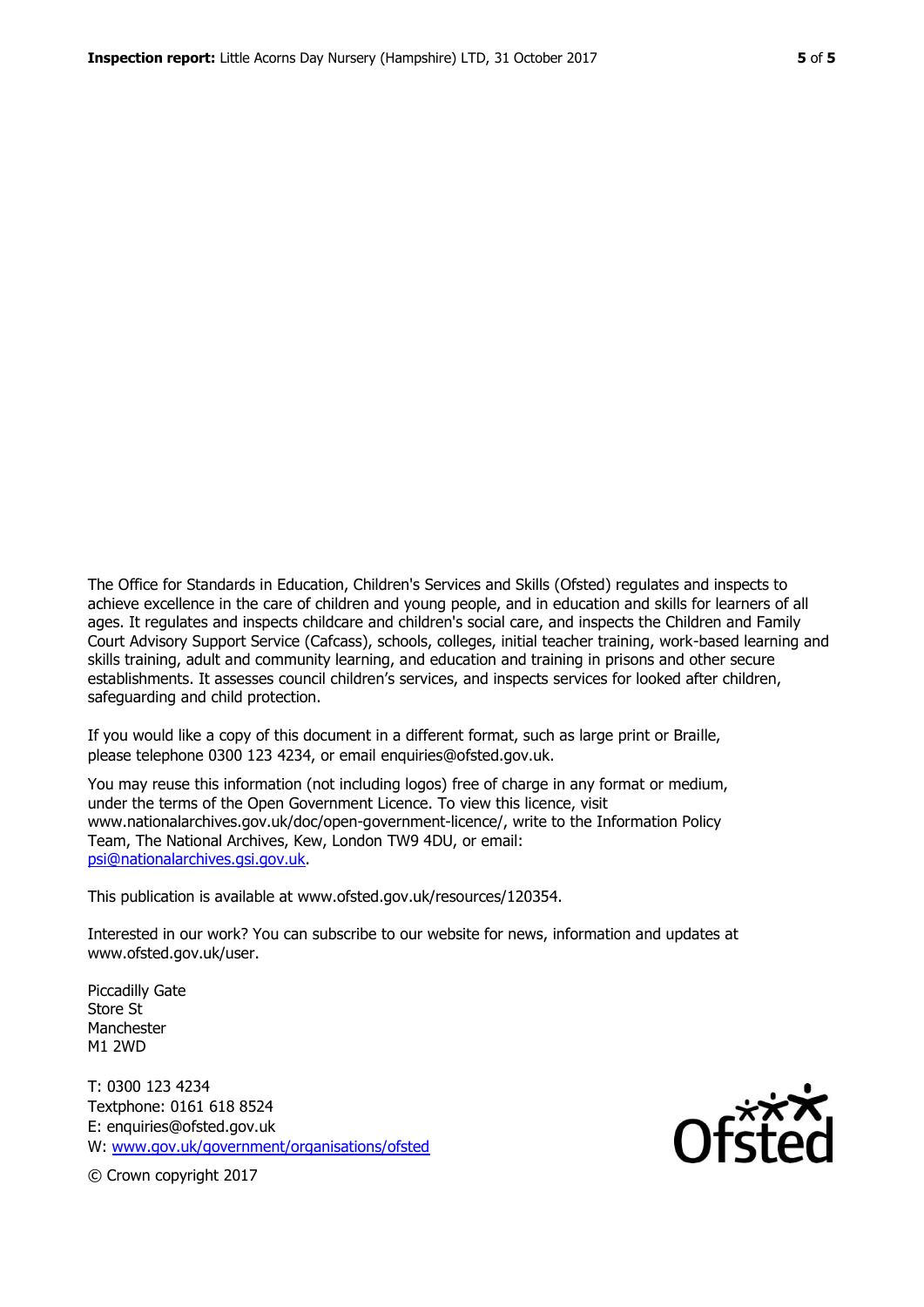The Office for Standards in Education, Children's Services and Skills (Ofsted) regulates and inspects to achieve excellence in the care of children and young people, and in education and skills for learners of all ages. It regulates and inspects childcare and children's social care, and inspects the Children and Family Court Advisory Support Service (Cafcass), schools, colleges, initial teacher training, work-based learning and skills training, adult and community learning, and education and training in prisons and other secure establishments. It assesses council children's services, and inspects services for looked after children, safeguarding and child protection.

If you would like a copy of this document in a different format, such as large print or Braille, please telephone 0300 123 4234, or email enquiries@ofsted.gov.uk.

You may reuse this information (not including logos) free of charge in any format or medium, under the terms of the Open Government Licence. To view this licence, visit www.nationalarchives.gov.uk/doc/open-government-licence/, write to the Information Policy Team, The National Archives, Kew, London TW9 4DU, or email: psi@nationalarchives.gsi.gov.uk.

This publication is available at www.ofsted.gov.uk/resources/120354.

Interested in our work? You can subscribe to our website for news, information and updates at www.ofsted.gov.uk/user.

Piccadilly Gate
Store St
Manchester
M1 2WD

T: 0300 123 4234
Textphone: 0161 618 8524
E: enquiries@ofsted.gov.uk
W: www.gov.uk/government/organisations/ofsted

© Crown copyright 2017